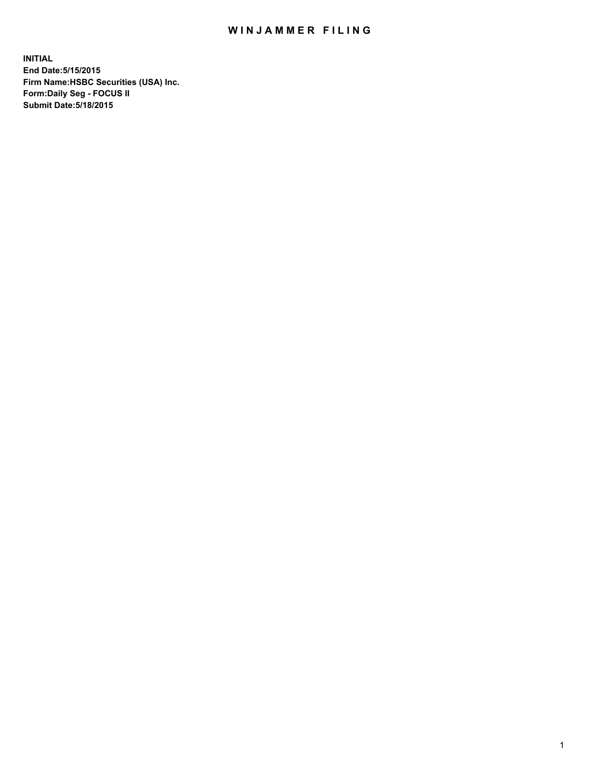# WINJAMMER FILING

**INITIAL**
**End Date:5/15/2015**
**Firm Name:HSBC Securities (USA) Inc.**
**Form:Daily Seg - FOCUS II**
**Submit Date:5/18/2015**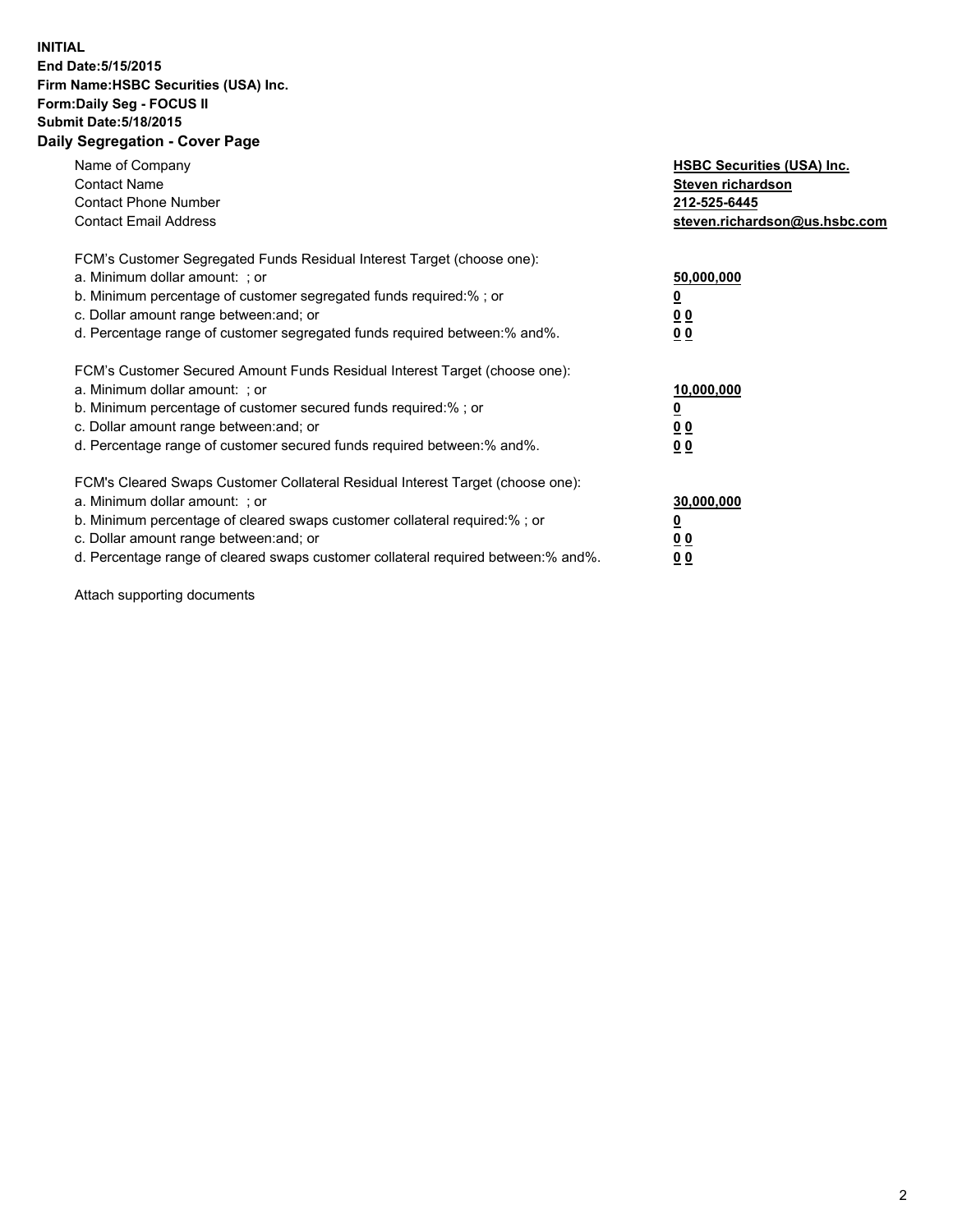**INITIAL**
**End Date:5/15/2015**
**Firm Name:HSBC Securities (USA) Inc.**
**Form:Daily Seg - FOCUS II**
**Submit Date:5/18/2015**

## Daily Segregation - Cover Page

| | |
|---|---|
| Name of Company | **HSBC Securities (USA) Inc.** |
| Contact Name | **Steven richardson** |
| Contact Phone Number | **212-525-6445** |
| Contact Email Address | **steven.richardson@us.hsbc.com** |

| | |
|---|---|
| FCM's Customer Segregated Funds Residual Interest Target (choose one): | |
| a. Minimum dollar amount: ; or | **50,000,000** |
| b. Minimum percentage of customer segregated funds required:% ; or | **0** |
| c. Dollar amount range between:and; or | **0 0** |
| d. Percentage range of customer segregated funds required between:% and%. | **0 0** |
| FCM's Customer Secured Amount Funds Residual Interest Target (choose one): | |
| a. Minimum dollar amount: ; or | **10,000,000** |
| b. Minimum percentage of customer secured funds required:% ; or | **0** |
| c. Dollar amount range between:and; or | **0 0** |
| d. Percentage range of customer secured funds required between:% and%. | **0 0** |
| FCM's Cleared Swaps Customer Collateral Residual Interest Target (choose one): | |
| a. Minimum dollar amount: ; or | **30,000,000** |
| b. Minimum percentage of cleared swaps customer collateral required:% ; or | **0** |
| c. Dollar amount range between:and; or | **0 0** |
| d. Percentage range of cleared swaps customer collateral required between:% and%. | **0 0** |

Attach supporting documents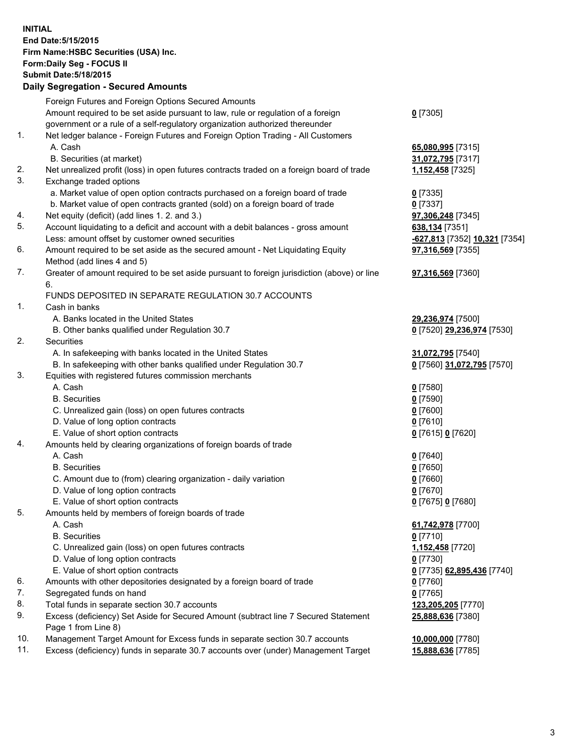**INITIAL**
**End Date:5/15/2015**
**Firm Name:HSBC Securities (USA) Inc.**
**Form:Daily Seg - FOCUS II**
**Submit Date:5/18/2015**

## Daily Segregation - Secured Amounts

| | | |
|---|---|---|
| | Foreign Futures and Foreign Options Secured Amounts | |
| | Amount required to be set aside pursuant to law, rule or regulation of a foreign government or a rule of a self-regulatory organization authorized thereunder | **0** [7305] |
| 1. | Net ledger balance - Foreign Futures and Foreign Option Trading - All Customers | |
| | A. Cash | **65,080,995** [7315] |
| | B. Securities (at market) | **31,072,795** [7317] |
| 2. | Net unrealized profit (loss) in open futures contracts traded on a foreign board of trade | **1,152,458** [7325] |
| 3. | Exchange traded options | |
| | a. Market value of open option contracts purchased on a foreign board of trade | **0** [7335] |
| | b. Market value of open contracts granted (sold) on a foreign board of trade | **0** [7337] |
| 4. | Net equity (deficit) (add lines 1. 2. and 3.) | **97,306,248** [7345] |
| 5. | Account liquidating to a deficit and account with a debit balances - gross amount | **638,134** [7351] |
| | Less: amount offset by customer owned securities | **-627,813** [7352] **10,321** [7354] |
| 6. | Amount required to be set aside as the secured amount - Net Liquidating Equity Method (add lines 4 and 5) | **97,316,569** [7355] |
| 7. | Greater of amount required to be set aside pursuant to foreign jurisdiction (above) or line 6. | **97,316,569** [7360] |
| | FUNDS DEPOSITED IN SEPARATE REGULATION 30.7 ACCOUNTS | |
| 1. | Cash in banks | |
| | A. Banks located in the United States | **29,236,974** [7500] |
| | B. Other banks qualified under Regulation 30.7 | **0** [7520] **29,236,974** [7530] |
| 2. | Securities | |
| | A. In safekeeping with banks located in the United States | **31,072,795** [7540] |
| | B. In safekeeping with other banks qualified under Regulation 30.7 | **0** [7560] **31,072,795** [7570] |
| 3. | Equities with registered futures commission merchants | |
| | A. Cash | **0** [7580] |
| | B. Securities | **0** [7590] |
| | C. Unrealized gain (loss) on open futures contracts | **0** [7600] |
| | D. Value of long option contracts | **0** [7610] |
| | E. Value of short option contracts | **0** [7615] **0** [7620] |
| 4. | Amounts held by clearing organizations of foreign boards of trade | |
| | A. Cash | **0** [7640] |
| | B. Securities | **0** [7650] |
| | C. Amount due to (from) clearing organization - daily variation | **0** [7660] |
| | D. Value of long option contracts | **0** [7670] |
| | E. Value of short option contracts | **0** [7675] **0** [7680] |
| 5. | Amounts held by members of foreign boards of trade | |
| | A. Cash | **61,742,978** [7700] |
| | B. Securities | **0** [7710] |
| | C. Unrealized gain (loss) on open futures contracts | **1,152,458** [7720] |
| | D. Value of long option contracts | **0** [7730] |
| | E. Value of short option contracts | **0** [7735] **62,895,436** [7740] |
| 6. | Amounts with other depositories designated by a foreign board of trade | **0** [7760] |
| 7. | Segregated funds on hand | **0** [7765] |
| 8. | Total funds in separate section 30.7 accounts | **123,205,205** [7770] |
| 9. | Excess (deficiency) Set Aside for Secured Amount (subtract line 7 Secured Statement Page 1 from Line 8) | **25,888,636** [7380] |
| 10. | Management Target Amount for Excess funds in separate section 30.7 accounts | **10,000,000** [7780] |
| 11. | Excess (deficiency) funds in separate 30.7 accounts over (under) Management Target | **15,888,636** [7785] |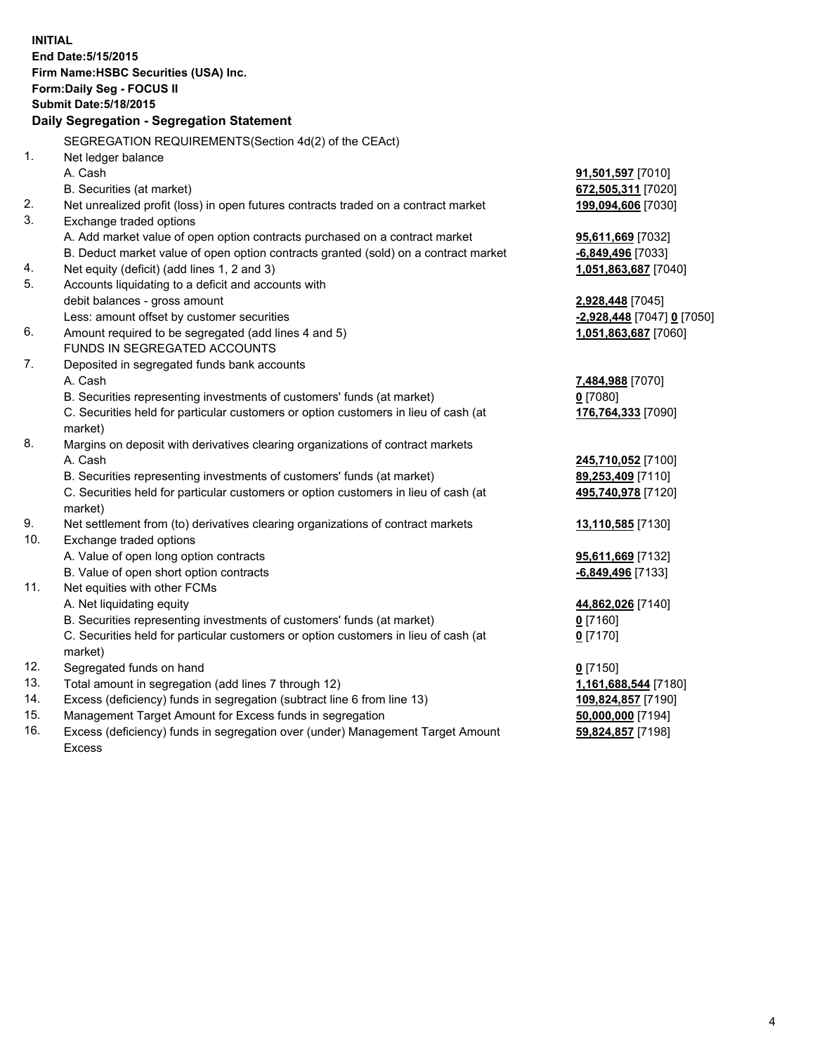**INITIAL**
**End Date:5/15/2015**
**Firm Name:HSBC Securities (USA) Inc.**
**Form:Daily Seg - FOCUS II**
**Submit Date:5/18/2015**

**Daily Segregation - Segregation Statement**

| | | |
|---|---|---|
| | SEGREGATION REQUIREMENTS(Section 4d(2) of the CEAct) | |
| 1. | Net ledger balance | |
| | A. Cash | **91,501,597** [7010] |
| | B. Securities (at market) | **672,505,311** [7020] |
| 2. | Net unrealized profit (loss) in open futures contracts traded on a contract market | **199,094,606** [7030] |
| 3. | Exchange traded options | |
| | A. Add market value of open option contracts purchased on a contract market | **95,611,669** [7032] |
| | B. Deduct market value of open option contracts granted (sold) on a contract market | **-6,849,496** [7033] |
| 4. | Net equity (deficit) (add lines 1, 2 and 3) | **1,051,863,687** [7040] |
| 5. | Accounts liquidating to a deficit and accounts with | |
| | debit balances - gross amount | **2,928,448** [7045] |
| | Less: amount offset by customer securities | **-2,928,448** [7047] **0** [7050] |
| 6. | Amount required to be segregated (add lines 4 and 5) | **1,051,863,687** [7060] |
| | FUNDS IN SEGREGATED ACCOUNTS | |
| 7. | Deposited in segregated funds bank accounts | |
| | A. Cash | **7,484,988** [7070] |
| | B. Securities representing investments of customers' funds (at market) | **0** [7080] |
| | C. Securities held for particular customers or option customers in lieu of cash (at market) | **176,764,333** [7090] |
| 8. | Margins on deposit with derivatives clearing organizations of contract markets | |
| | A. Cash | **245,710,052** [7100] |
| | B. Securities representing investments of customers' funds (at market) | **89,253,409** [7110] |
| | C. Securities held for particular customers or option customers in lieu of cash (at market) | **495,740,978** [7120] |
| 9. | Net settlement from (to) derivatives clearing organizations of contract markets | **13,110,585** [7130] |
| 10. | Exchange traded options | |
| | A. Value of open long option contracts | **95,611,669** [7132] |
| | B. Value of open short option contracts | **-6,849,496** [7133] |
| 11. | Net equities with other FCMs | |
| | A. Net liquidating equity | **44,862,026** [7140] |
| | B. Securities representing investments of customers' funds (at market) | **0** [7160] |
| | C. Securities held for particular customers or option customers in lieu of cash (at market) | **0** [7170] |
| 12. | Segregated funds on hand | **0** [7150] |
| 13. | Total amount in segregation (add lines 7 through 12) | **1,161,688,544** [7180] |
| 14. | Excess (deficiency) funds in segregation (subtract line 6 from line 13) | **109,824,857** [7190] |
| 15. | Management Target Amount for Excess funds in segregation | **50,000,000** [7194] |
| 16. | Excess (deficiency) funds in segregation over (under) Management Target Amount Excess | **59,824,857** [7198] |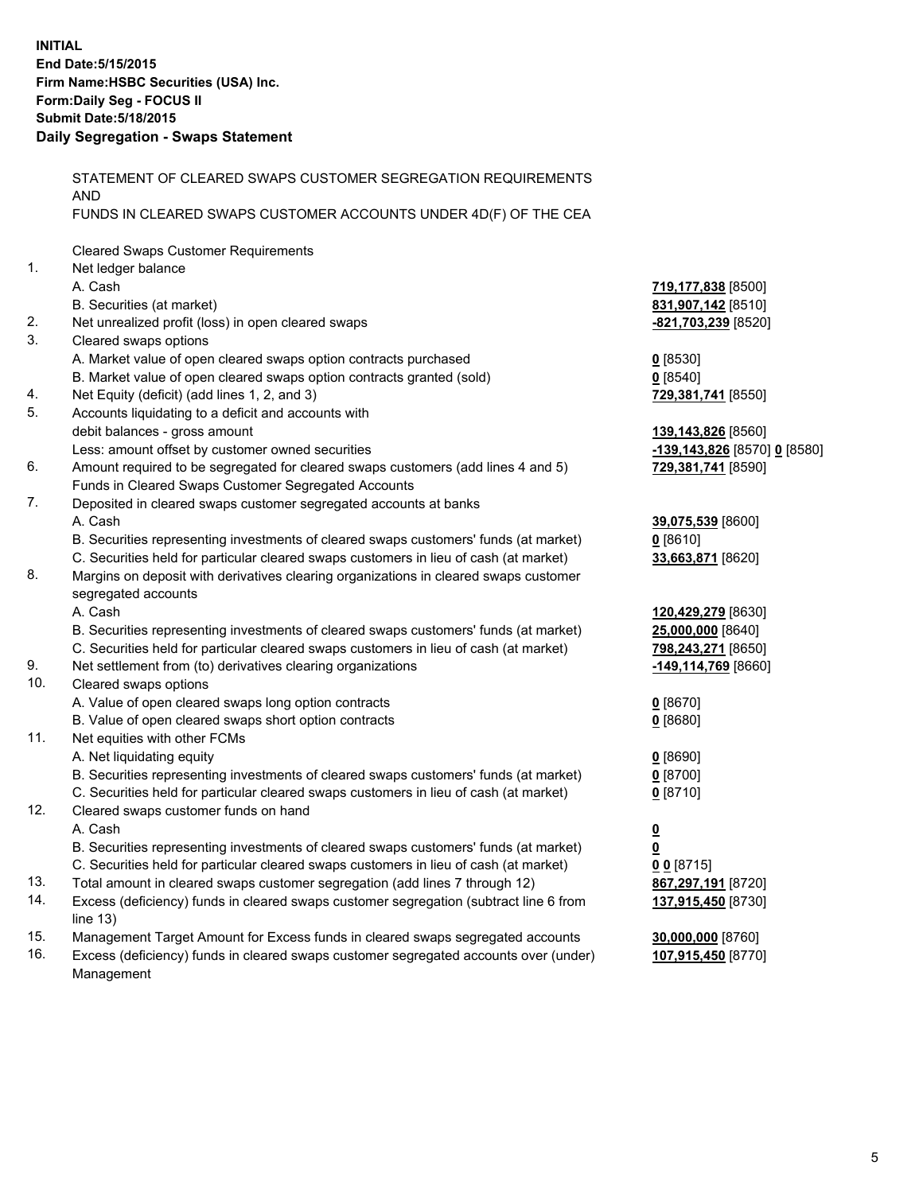**INITIAL**
**End Date:5/15/2015**
**Firm Name:HSBC Securities (USA) Inc.**
**Form:Daily Seg - FOCUS II**
**Submit Date:5/18/2015**
**Daily Segregation - Swaps Statement**

STATEMENT OF CLEARED SWAPS CUSTOMER SEGREGATION REQUIREMENTS AND FUNDS IN CLEARED SWAPS CUSTOMER ACCOUNTS UNDER 4D(F) OF THE CEA

| | | |
|---|---|---|
| | Cleared Swaps Customer Requirements | |
| 1. | Net ledger balance | |
| | A. Cash | **719,177,838** [8500] |
| | B. Securities (at market) | **831,907,142** [8510] |
| 2. | Net unrealized profit (loss) in open cleared swaps | **-821,703,239** [8520] |
| 3. | Cleared swaps options | |
| | A. Market value of open cleared swaps option contracts purchased | **0** [8530] |
| | B. Market value of open cleared swaps option contracts granted (sold) | **0** [8540] |
| 4. | Net Equity (deficit) (add lines 1, 2, and 3) | **729,381,741** [8550] |
| 5. | Accounts liquidating to a deficit and accounts with | |
| | debit balances - gross amount | **139,143,826** [8560] |
| | Less: amount offset by customer owned securities | **-139,143,826** [8570] **0** [8580] |
| 6. | Amount required to be segregated for cleared swaps customers (add lines 4 and 5) | **729,381,741** [8590] |
| | Funds in Cleared Swaps Customer Segregated Accounts | |
| 7. | Deposited in cleared swaps customer segregated accounts at banks | |
| | A. Cash | **39,075,539** [8600] |
| | B. Securities representing investments of cleared swaps customers' funds (at market) | **0** [8610] |
| | C. Securities held for particular cleared swaps customers in lieu of cash (at market) | **33,663,871** [8620] |
| 8. | Margins on deposit with derivatives clearing organizations in cleared swaps customer segregated accounts | |
| | A. Cash | **120,429,279** [8630] |
| | B. Securities representing investments of cleared swaps customers' funds (at market) | **25,000,000** [8640] |
| | C. Securities held for particular cleared swaps customers in lieu of cash (at market) | **798,243,271** [8650] |
| 9. | Net settlement from (to) derivatives clearing organizations | **-149,114,769** [8660] |
| 10. | Cleared swaps options | |
| | A. Value of open cleared swaps long option contracts | **0** [8670] |
| | B. Value of open cleared swaps short option contracts | **0** [8680] |
| 11. | Net equities with other FCMs | |
| | A. Net liquidating equity | **0** [8690] |
| | B. Securities representing investments of cleared swaps customers' funds (at market) | **0** [8700] |
| | C. Securities held for particular cleared swaps customers in lieu of cash (at market) | **0** [8710] |
| 12. | Cleared swaps customer funds on hand | |
| | A. Cash | **0** |
| | B. Securities representing investments of cleared swaps customers' funds (at market) | **0** |
| | C. Securities held for particular cleared swaps customers in lieu of cash (at market) | **0** **0** [8715] |
| 13. | Total amount in cleared swaps customer segregation (add lines 7 through 12) | **867,297,191** [8720] |
| 14. | Excess (deficiency) funds in cleared swaps customer segregation (subtract line 6 from line 13) | **137,915,450** [8730] |
| 15. | Management Target Amount for Excess funds in cleared swaps segregated accounts | **30,000,000** [8760] |
| 16. | Excess (deficiency) funds in cleared swaps customer segregated accounts over (under) Management | **107,915,450** [8770] |